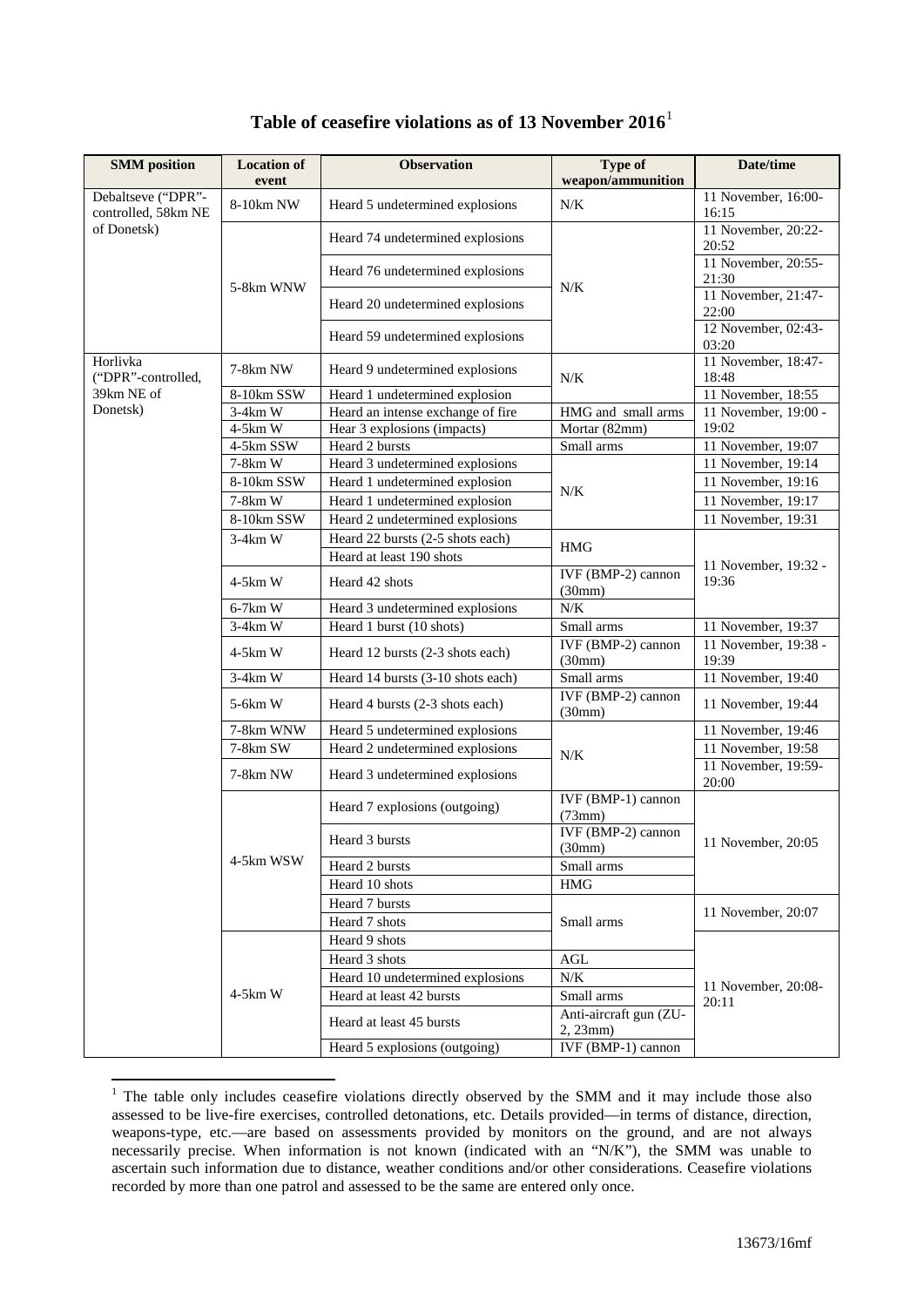# Table of ceasefire violations as of 13 November 2016[1]

| SMM position | Location of event | Observation | Type of weapon/ammunition | Date/time |
|---|---|---|---|---|
| Debaltseve ("DPR"-controlled, 58km NE of Donetsk) | 8-10km NW | Heard 5 undetermined explosions | N/K | 11 November, 16:00-16:15 |
| | 5-8km WNW | Heard 74 undetermined explosions | N/K | 11 November, 20:22-20:52 |
| | | Heard 76 undetermined explosions | | 11 November, 20:55-21:30 |
| | | Heard 20 undetermined explosions | | 11 November, 21:47-22:00 |
| | | Heard 59 undetermined explosions | | 12 November, 02:43-03:20 |
| Horlivka ("DPR"-controlled, 39km NE of Donetsk) | 7-8km NW | Heard 9 undetermined explosions | N/K | 11 November, 18:47-18:48 |
| | 8-10km SSW | Heard 1 undetermined explosion | | 11 November, 18:55 |
| | 3-4km W | Heard an intense exchange of fire | HMG and small arms | 11 November, 19:00 - 19:02 |
| | 4-5km W | Hear 3 explosions (impacts) | Mortar (82mm) | |
| | 4-5km SSW | Heard 2 bursts | Small arms | 11 November, 19:07 |
| | 7-8km W | Heard 3 undetermined explosions | N/K | 11 November, 19:14 |
| | 8-10km SSW | Heard 1 undetermined explosion | | 11 November, 19:16 |
| | 7-8km W | Heard 1 undetermined explosion | | 11 November, 19:17 |
| | 8-10km SSW | Heard 2 undetermined explosions | | 11 November, 19:31 |
| | 3-4km W | Heard 22 bursts (2-5 shots each) | HMG | 11 November, 19:32 - 19:36 |
| | | Heard at least 190 shots | | |
| | 4-5km W | Heard 42 shots | IVF (BMP-2) cannon (30mm) | |
| | 6-7km W | Heard 3 undetermined explosions | N/K | |
| | 3-4km W | Heard 1 burst (10 shots) | Small arms | 11 November, 19:37 |
| | 4-5km W | Heard 12 bursts (2-3 shots each) | IVF (BMP-2) cannon (30mm) | 11 November, 19:38 - 19:39 |
| | 3-4km W | Heard 14 bursts (3-10 shots each) | Small arms | 11 November, 19:40 |
| | 5-6km W | Heard 4 bursts (2-3 shots each) | IVF (BMP-2) cannon (30mm) | 11 November, 19:44 |
| | 7-8km WNW | Heard 5 undetermined explosions | N/K | 11 November, 19:46 |
| | 7-8km SW | Heard 2 undetermined explosions | | 11 November, 19:58 |
| | 7-8km NW | Heard 3 undetermined explosions | | 11 November, 19:59-20:00 |
| | 4-5km WSW | Heard 7 explosions (outgoing) | IVF (BMP-1) cannon (73mm) | 11 November, 20:05 |
| | | Heard 3 bursts | IVF (BMP-2) cannon (30mm) | |
| | | Heard 2 bursts | Small arms | |
| | | Heard 10 shots | HMG | |
| | | Heard 7 bursts | Small arms | 11 November, 20:07 |
| | | Heard 7 shots | | |
| | 4-5km W | Heard 9 shots | | 11 November, 20:08-20:11 |
| | | Heard 3 shots | AGL | |
| | | Heard 10 undetermined explosions | N/K | |
| | | Heard at least 42 bursts | Small arms | |
| | | Heard at least 45 bursts | Anti-aircraft gun (ZU-2, 23mm) | |
| | | Heard 5 explosions (outgoing) | IVF (BMP-1) cannon | |

[1] The table only includes ceasefire violations directly observed by the SMM and it may include those also assessed to be live-fire exercises, controlled detonations, etc. Details provided—in terms of distance, direction, weapons-type, etc.—are based on assessments provided by monitors on the ground, and are not always necessarily precise. When information is not known (indicated with an "N/K"), the SMM was unable to ascertain such information due to distance, weather conditions and/or other considerations. Ceasefire violations recorded by more than one patrol and assessed to be the same are entered only once.

13673/16mf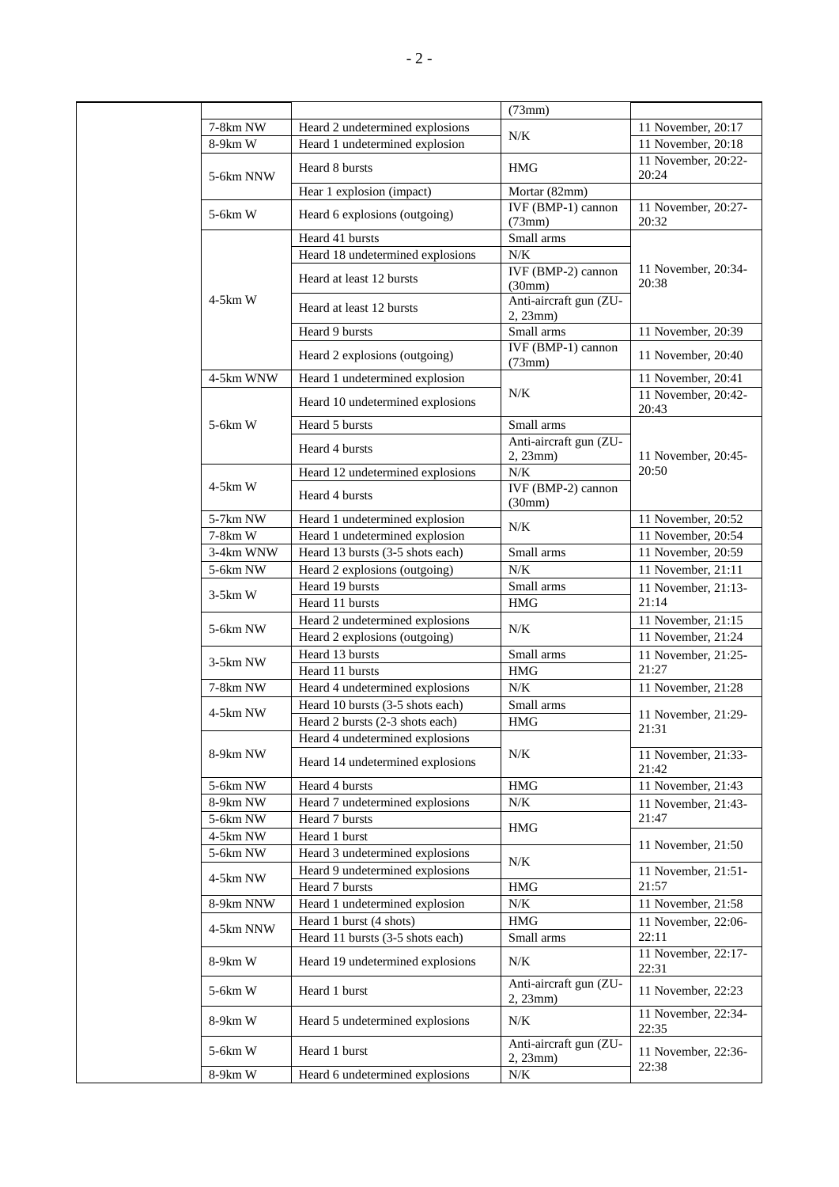| | | | |
|---|---|---|---|
| | | IVF (BMP-1) cannon (73mm) | |
| 7-8km NW | Heard 2 undetermined explosions | N/K | 11 November, 20:17 |
| 8-9km W | Heard 1 undetermined explosion | N/K | 11 November, 20:18 |
| 5-6km NNW | Heard 8 bursts | HMG | 11 November, 20:22-20:24 |
| 5-6km NNW | Hear 1 explosion (impact) | Mortar (82mm) | |
| 5-6km W | Heard 6 explosions (outgoing) | IVF (BMP-1) cannon (73mm) | 11 November, 20:27-20:32 |
| 4-5km W | Heard 41 bursts | Small arms | 11 November, 20:34-20:38 |
| 4-5km W | Heard 18 undetermined explosions | N/K | 11 November, 20:34-20:38 |
| 4-5km W | Heard at least 12 bursts | IVF (BMP-2) cannon (30mm) | 11 November, 20:34-20:38 |
| 4-5km W | Heard at least 12 bursts | Anti-aircraft gun (ZU-2, 23mm) | 11 November, 20:34-20:38 |
| 4-5km W | Heard 9 bursts | Small arms | 11 November, 20:39 |
| 4-5km W | Heard 2 explosions (outgoing) | IVF (BMP-1) cannon (73mm) | 11 November, 20:40 |
| 4-5km WNW | Heard 1 undetermined explosion | N/K | 11 November, 20:41 |
| 5-6km W | Heard 10 undetermined explosions | N/K | 11 November, 20:42-20:43 |
| 5-6km W | Heard 5 bursts | Small arms | 11 November, 20:45-20:50 |
| 5-6km W | Heard 4 bursts | Anti-aircraft gun (ZU-2, 23mm) | 11 November, 20:45-20:50 |
| 4-5km W | Heard 12 undetermined explosions | N/K | 11 November, 20:45-20:50 |
| 4-5km W | Heard 4 bursts | IVF (BMP-2) cannon (30mm) | 11 November, 20:45-20:50 |
| 5-7km NW | Heard 1 undetermined explosion | N/K | 11 November, 20:52 |
| 7-8km W | Heard 1 undetermined explosion | N/K | 11 November, 20:54 |
| 3-4km WNW | Heard 13 bursts (3-5 shots each) | Small arms | 11 November, 20:59 |
| 5-6km NW | Heard 2 explosions (outgoing) | N/K | 11 November, 21:11 |
| 3-5km W | Heard 19 bursts | Small arms | 11 November, 21:13-21:14 |
| 3-5km W | Heard 11 bursts | HMG | 11 November, 21:13-21:14 |
| 5-6km NW | Heard 2 undetermined explosions | N/K | 11 November, 21:15 |
| 5-6km NW | Heard 2 explosions (outgoing) | N/K | 11 November, 21:24 |
| 3-5km NW | Heard 13 bursts | Small arms | 11 November, 21:25-21:27 |
| 3-5km NW | Heard 11 bursts | HMG | 11 November, 21:25-21:27 |
| 7-8km NW | Heard 4 undetermined explosions | N/K | 11 November, 21:28 |
| 4-5km NW | Heard 10 bursts (3-5 shots each) | Small arms | 11 November, 21:29-21:31 |
| 4-5km NW | Heard 2 bursts (2-3 shots each) | HMG | 11 November, 21:29-21:31 |
| 8-9km NW | Heard 4 undetermined explosions | N/K | 11 November, 21:29-21:31 |
| 8-9km NW | Heard 14 undetermined explosions | N/K | 11 November, 21:33-21:42 |
| 5-6km NW | Heard 4 bursts | HMG | 11 November, 21:43 |
| 8-9km NW | Heard 7 undetermined explosions | N/K | 11 November, 21:43-21:47 |
| 5-6km NW | Heard 7 bursts | HMG | 11 November, 21:43-21:47 |
| 4-5km NW | Heard 1 burst | HMG | 11 November, 21:50 |
| 5-6km NW | Heard 3 undetermined explosions | N/K | 11 November, 21:50 |
| 4-5km NW | Heard 9 undetermined explosions | N/K | 11 November, 21:51-21:57 |
| 4-5km NW | Heard 7 bursts | HMG | 11 November, 21:51-21:57 |
| 8-9km NNW | Heard 1 undetermined explosion | N/K | 11 November, 21:58 |
| 4-5km NNW | Heard 1 burst (4 shots) | HMG | 11 November, 22:06-22:11 |
| 4-5km NNW | Heard 11 bursts (3-5 shots each) | Small arms | 11 November, 22:06-22:11 |
| 8-9km W | Heard 19 undetermined explosions | N/K | 11 November, 22:17-22:31 |
| 5-6km W | Heard 1 burst | Anti-aircraft gun (ZU-2, 23mm) | 11 November, 22:23 |
| 8-9km W | Heard 5 undetermined explosions | N/K | 11 November, 22:34-22:35 |
| 5-6km W | Heard 1 burst | Anti-aircraft gun (ZU-2, 23mm) | 11 November, 22:36-22:38 |
| 8-9km W | Heard 6 undetermined explosions | N/K | 11 November, 22:36-22:38 |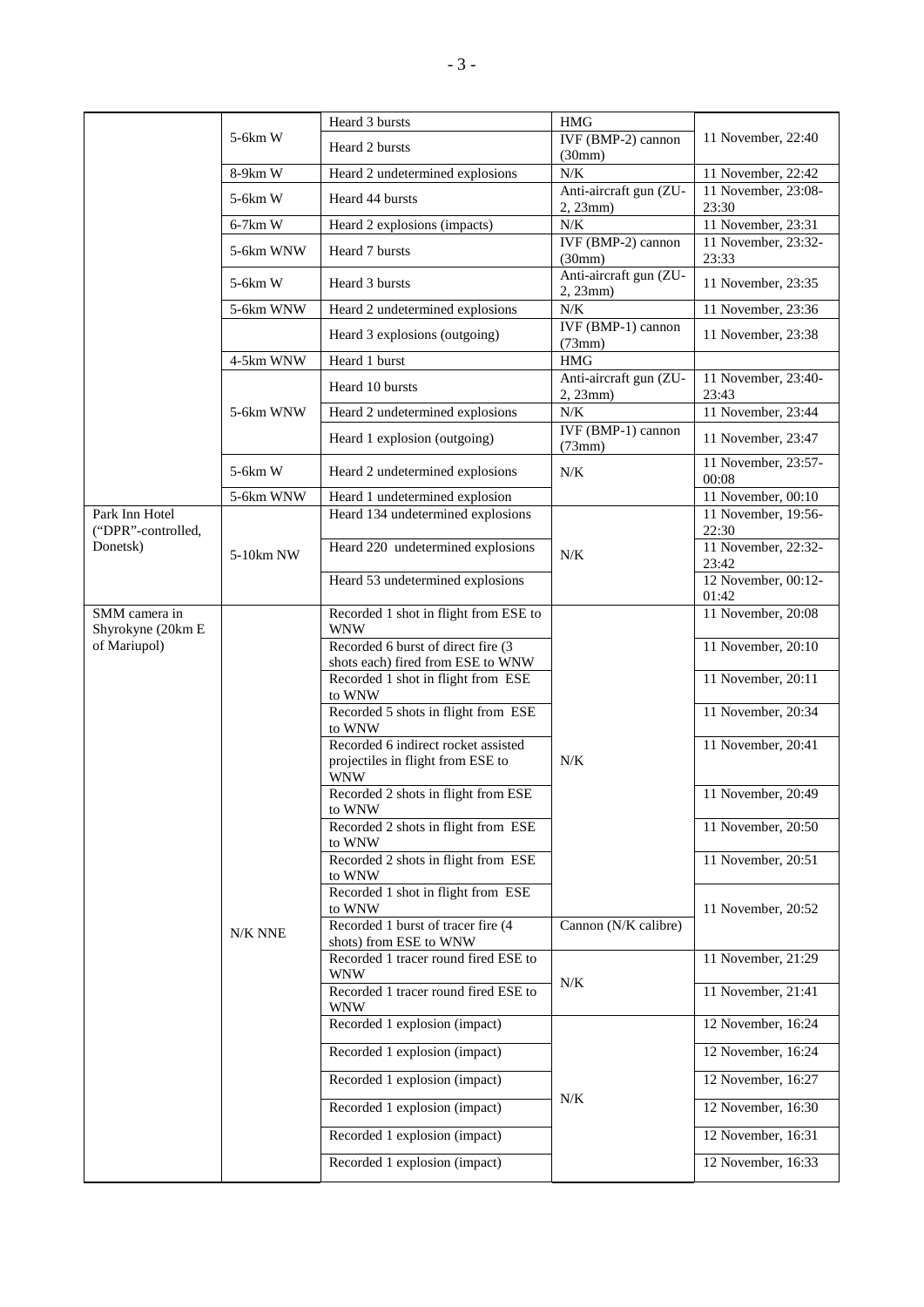| | | | | |
|---|---|---|---|---|
| | 5-6km W | Heard 3 bursts | HMG | 11 November, 22:40 |
| | | Heard 2 bursts | IVF (BMP-2) cannon (30mm) | |
| | 8-9km W | Heard 2 undetermined explosions | N/K | 11 November, 22:42 |
| | 5-6km W | Heard 44 bursts | Anti-aircraft gun (ZU-2, 23mm) | 11 November, 23:08-23:30 |
| | 6-7km W | Heard 2 explosions (impacts) | N/K | 11 November, 23:31 |
| | 5-6km WNW | Heard 7 bursts | IVF (BMP-2) cannon (30mm) | 11 November, 23:32-23:33 |
| | 5-6km W | Heard 3 bursts | Anti-aircraft gun (ZU-2, 23mm) | 11 November, 23:35 |
| | 5-6km WNW | Heard 2 undetermined explosions | N/K | 11 November, 23:36 |
| | | Heard 3 explosions (outgoing) | IVF (BMP-1) cannon (73mm) | 11 November, 23:38 |
| | 4-5km WNW | Heard 1 burst | HMG | |
| | 5-6km WNW | Heard 10 bursts | Anti-aircraft gun (ZU-2, 23mm) | 11 November, 23:40-23:43 |
| | | Heard 2 undetermined explosions | N/K | 11 November, 23:44 |
| | | Heard 1 explosion (outgoing) | IVF (BMP-1) cannon (73mm) | 11 November, 23:47 |
| | 5-6km W | Heard 2 undetermined explosions | N/K | 11 November, 23:57-00:08 |
| | 5-6km WNW | Heard 1 undetermined explosion | | 11 November, 00:10 |
| Park Inn Hotel ("DPR"-controlled, Donetsk) | 5-10km NW | Heard 134 undetermined explosions | N/K | 11 November, 19:56-22:30 |
| | | Heard 220 undetermined explosions | | 11 November, 22:32-23:42 |
| | | Heard 53 undetermined explosions | | 12 November, 00:12-01:42 |
| SMM camera in Shyrokyne (20km E of Mariupol) | N/K NNE | Recorded 1 shot in flight from ESE to WNW | N/K | 11 November, 20:08 |
| | | Recorded 6 burst of direct fire (3 shots each) fired from ESE to WNW | | 11 November, 20:10 |
| | | Recorded 1 shot in flight from ESE to WNW | | 11 November, 20:11 |
| | | Recorded 5 shots in flight from ESE to WNW | | 11 November, 20:34 |
| | | Recorded 6 indirect rocket assisted projectiles in flight from ESE to WNW | | 11 November, 20:41 |
| | | Recorded 2 shots in flight from ESE to WNW | | 11 November, 20:49 |
| | | Recorded 2 shots in flight from ESE to WNW | | 11 November, 20:50 |
| | | Recorded 2 shots in flight from ESE to WNW | | 11 November, 20:51 |
| | | Recorded 1 shot in flight from ESE to WNW | | 11 November, 20:52 |
| | | Recorded 1 burst of tracer fire (4 shots) from ESE to WNW | Cannon (N/K calibre) | |
| | | Recorded 1 tracer round fired ESE to WNW | N/K | 11 November, 21:29 |
| | | Recorded 1 tracer round fired ESE to WNW | | 11 November, 21:41 |
| | | Recorded 1 explosion (impact) | N/K | 12 November, 16:24 |
| | | Recorded 1 explosion (impact) | | 12 November, 16:24 |
| | | Recorded 1 explosion (impact) | | 12 November, 16:27 |
| | | Recorded 1 explosion (impact) | | 12 November, 16:30 |
| | | Recorded 1 explosion (impact) | | 12 November, 16:31 |
| | | Recorded 1 explosion (impact) | | 12 November, 16:33 |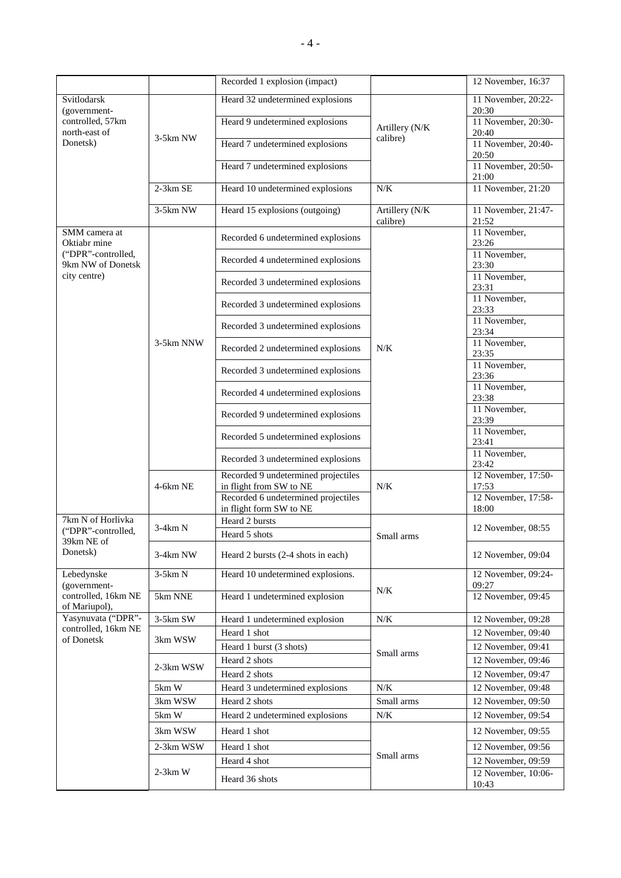| | | Recorded 1 explosion (impact) | | 12 November, 16:37 |
|---|---|---|---|---|
| Svitlodarsk (government-controlled, 57km north-east of Donetsk) | 3-5km NW | Heard 32 undetermined explosions | Artillery (N/K calibre) | 11 November, 20:22-20:30 |
| | | Heard 9 undetermined explosions | | 11 November, 20:30-20:40 |
| | | Heard 7 undetermined explosions | | 11 November, 20:40-20:50 |
| | | Heard 7 undetermined explosions | | 11 November, 20:50-21:00 |
| | 2-3km SE | Heard 10 undetermined explosions | N/K | 11 November, 21:20 |
| | 3-5km NW | Heard 15 explosions (outgoing) | Artillery (N/K calibre) | 11 November, 21:47-21:52 |
| SMM camera at Oktiabr mine ("DPR"-controlled, 9km NW of Donetsk city centre) | 3-5km NNW | Recorded 6 undetermined explosions | N/K | 11 November, 23:26 |
| | | Recorded 4 undetermined explosions | | 11 November, 23:30 |
| | | Recorded 3 undetermined explosions | | 11 November, 23:31 |
| | | Recorded 3 undetermined explosions | | 11 November, 23:33 |
| | | Recorded 3 undetermined explosions | | 11 November, 23:34 |
| | | Recorded 2 undetermined explosions | | 11 November, 23:35 |
| | | Recorded 3 undetermined explosions | | 11 November, 23:36 |
| | | Recorded 4 undetermined explosions | | 11 November, 23:38 |
| | | Recorded 9 undetermined explosions | | 11 November, 23:39 |
| | | Recorded 5 undetermined explosions | | 11 November, 23:41 |
| | | Recorded 3 undetermined explosions | | 11 November, 23:42 |
| | 4-6km NE | Recorded 9 undetermined projectiles in flight from SW to NE | N/K | 12 November, 17:50-17:53 |
| | | Recorded 6 undetermined projectiles in flight form SW to NE | | 12 November, 17:58-18:00 |
| 7km N of Horlivka ("DPR"-controlled, 39km NE of Donetsk) | 3-4km N | Heard 2 bursts | Small arms | 12 November, 08:55 |
| | | Heard 5 shots | | |
| | 3-4km NW | Heard 2 bursts (2-4 shots in each) | | 12 November, 09:04 |
| Lebedynske (government-controlled, 16km NE of Mariupol), | 3-5km N | Heard 10 undetermined explosions. | N/K | 12 November, 09:24-09:27 |
| | 5km NNE | Heard 1 undetermined explosion | | 12 November, 09:45 |
| Yasynuvata ("DPR"-controlled, 16km NE of Donetsk | 3-5km SW | Heard 1 undetermined explosion | N/K | 12 November, 09:28 |
| | 3km WSW | Heard 1 shot | Small arms | 12 November, 09:40 |
| | | Heard 1 burst (3 shots) | | 12 November, 09:41 |
| | 2-3km WSW | Heard 2 shots | | 12 November, 09:46 |
| | | Heard 2 shots | | 12 November, 09:47 |
| | 5km W | Heard 3 undetermined explosions | N/K | 12 November, 09:48 |
| | 3km WSW | Heard 2 shots | Small arms | 12 November, 09:50 |
| | 5km W | Heard 2 undetermined explosions | N/K | 12 November, 09:54 |
| | 3km WSW | Heard 1 shot | Small arms | 12 November, 09:55 |
| | 2-3km WSW | Heard 1 shot | | 12 November, 09:56 |
| | 2-3km W | Heard 4 shot | | 12 November, 09:59 |
| | | Heard 36 shots | | 12 November, 10:06-10:43 |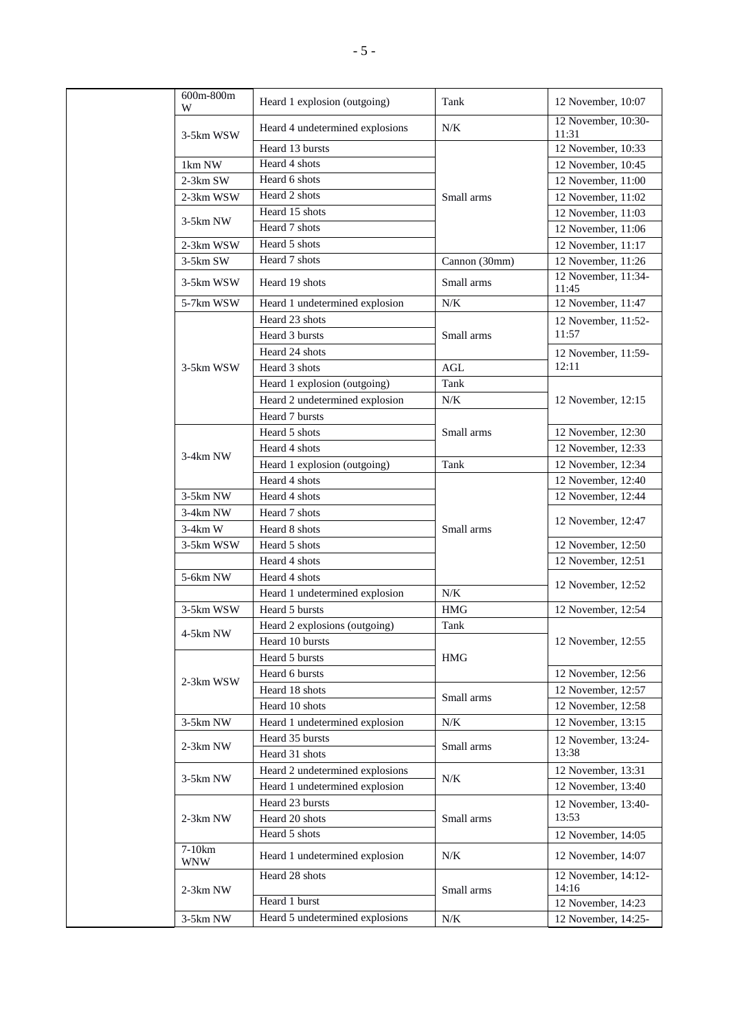| | | | | |
|---|---|---|---|---|
| | 600m-800m W | Heard 1 explosion (outgoing) | Tank | 12 November, 10:07 |
| | 3-5km WSW | Heard 4 undetermined explosions | N/K | 12 November, 10:30-11:31 |
| | | Heard 13 bursts | Small arms | 12 November, 10:33 |
| | 1km NW | Heard 4 shots | | 12 November, 10:45 |
| | 2-3km SW | Heard 6 shots | | 12 November, 11:00 |
| | 2-3km WSW | Heard 2 shots | | 12 November, 11:02 |
| | 3-5km NW | Heard 15 shots | | 12 November, 11:03 |
| | | Heard 7 shots | | 12 November, 11:06 |
| | 2-3km WSW | Heard 5 shots | | 12 November, 11:17 |
| | 3-5km SW | Heard 7 shots | Cannon (30mm) | 12 November, 11:26 |
| | 3-5km WSW | Heard 19 shots | Small arms | 12 November, 11:34-11:45 |
| | 5-7km WSW | Heard 1 undetermined explosion | N/K | 12 November, 11:47 |
| | 3-5km WSW | Heard 23 shots | Small arms | 12 November, 11:52-11:57 |
| | | Heard 3 bursts | | |
| | | Heard 24 shots | | 12 November, 11:59-12:11 |
| | | Heard 3 shots | AGL | |
| | | Heard 1 explosion (outgoing) | Tank | 12 November, 12:15 |
| | | Heard 2 undetermined explosion | N/K | |
| | | Heard 7 bursts | Small arms | |
| | 3-4km NW | Heard 5 shots | | 12 November, 12:30 |
| | | Heard 4 shots | | 12 November, 12:33 |
| | | Heard 1 explosion (outgoing) | Tank | 12 November, 12:34 |
| | | Heard 4 shots | Small arms | 12 November, 12:40 |
| | 3-5km NW | Heard 4 shots | | 12 November, 12:44 |
| | 3-4km NW | Heard 7 shots | | 12 November, 12:47 |
| | 3-4km W | Heard 8 shots | | |
| | 3-5km WSW | Heard 5 shots | | 12 November, 12:50 |
| | | Heard 4 shots | | 12 November, 12:51 |
| | 5-6km NW | Heard 4 shots | | 12 November, 12:52 |
| | | Heard 1 undetermined explosion | N/K | |
| | 3-5km WSW | Heard 5 bursts | HMG | 12 November, 12:54 |
| | 4-5km NW | Heard 2 explosions (outgoing) | Tank | 12 November, 12:55 |
| | | Heard 10 bursts | HMG | |
| | 2-3km WSW | Heard 5 bursts | | |
| | | Heard 6 bursts | | 12 November, 12:56 |
| | | Heard 18 shots | Small arms | 12 November, 12:57 |
| | | Heard 10 shots | | 12 November, 12:58 |
| | 3-5km NW | Heard 1 undetermined explosion | N/K | 12 November, 13:15 |
| | 2-3km NW | Heard 35 bursts | Small arms | 12 November, 13:24-13:38 |
| | | Heard 31 shots | | |
| | 3-5km NW | Heard 2 undetermined explosions | N/K | 12 November, 13:31 |
| | | Heard 1 undetermined explosion | | 12 November, 13:40 |
| | 2-3km NW | Heard 23 bursts | Small arms | 12 November, 13:40-13:53 |
| | | Heard 20 shots | | |
| | | Heard 5 shots | | 12 November, 14:05 |
| | 7-10km WNW | Heard 1 undetermined explosion | N/K | 12 November, 14:07 |
| | 2-3km NW | Heard 28 shots | Small arms | 12 November, 14:12-14:16 |
| | | Heard 1 burst | | 12 November, 14:23 |
| | 3-5km NW | Heard 5 undetermined explosions | N/K | 12 November, 14:25- |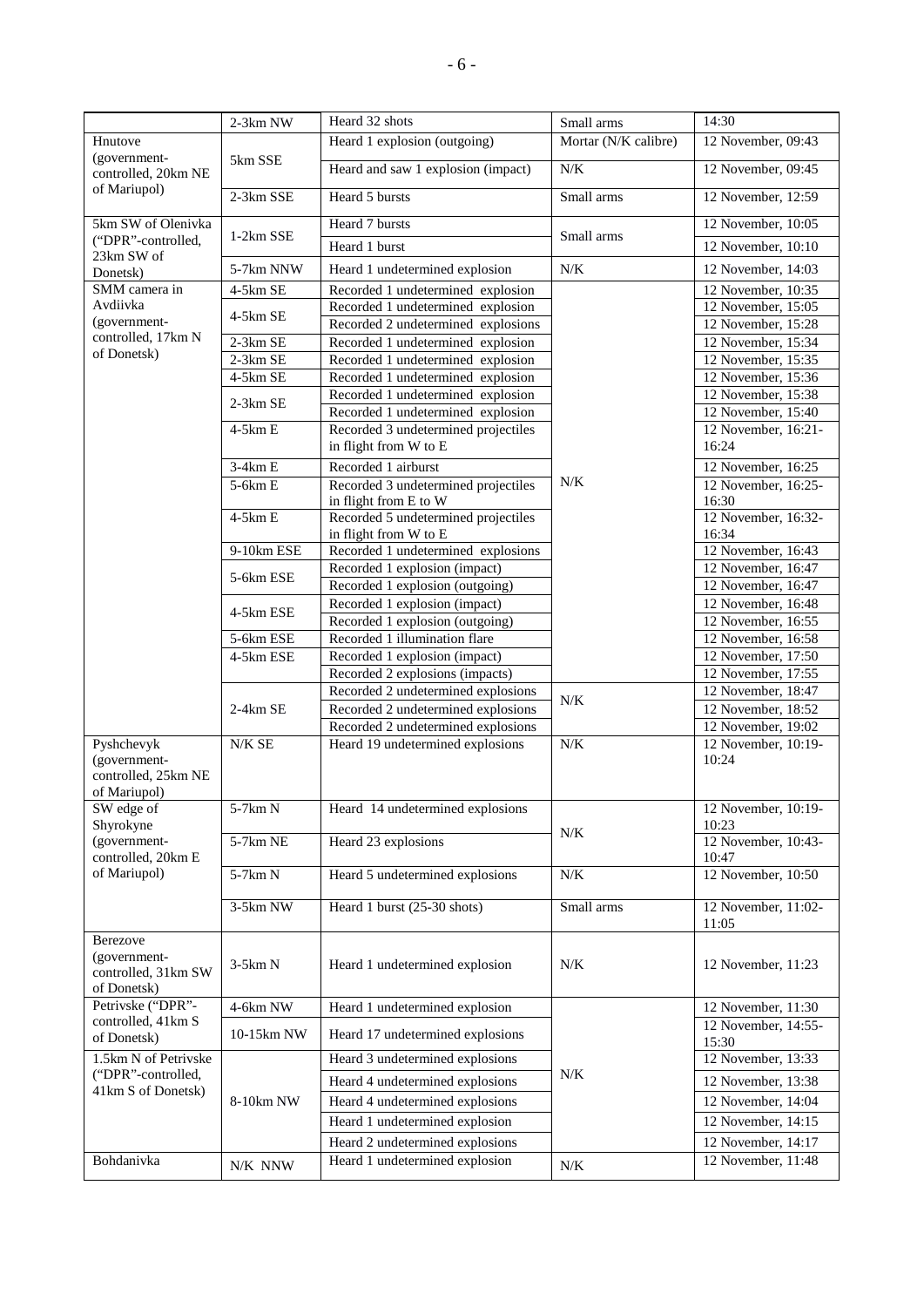| | | | | |
|---|---|---|---|---|
| | 2-3km NW | Heard 32 shots | Small arms | 14:30 |
| Hnutove (government-controlled, 20km NE of Mariupol) | 5km SSE | Heard 1 explosion (outgoing) | Mortar (N/K calibre) | 12 November, 09:43 |
| | | Heard and saw 1 explosion (impact) | N/K | 12 November, 09:45 |
| | 2-3km SSE | Heard 5 bursts | Small arms | 12 November, 12:59 |
| 5km SW of Olenivka ("DPR"-controlled, 23km SW of Donetsk) | 1-2km SSE | Heard 7 bursts | Small arms | 12 November, 10:05 |
| | | Heard 1 burst | | 12 November, 10:10 |
| | 5-7km NNW | Heard 1 undetermined explosion | N/K | 12 November, 14:03 |
| SMM camera in Avdiivka (government-controlled, 17km N of Donetsk) | 4-5km SE | Recorded 1 undetermined explosion | N/K | 12 November, 10:35 |
| | 4-5km SE | Recorded 1 undetermined explosion | | 12 November, 15:05 |
| | | Recorded 2 undetermined explosions | | 12 November, 15:28 |
| | 2-3km SE | Recorded 1 undetermined explosion | | 12 November, 15:34 |
| | 2-3km SE | Recorded 1 undetermined explosion | | 12 November, 15:35 |
| | 4-5km SE | Recorded 1 undetermined explosion | | 12 November, 15:36 |
| | 2-3km SE | Recorded 1 undetermined explosion | | 12 November, 15:38 |
| | | Recorded 1 undetermined explosion | | 12 November, 15:40 |
| | 4-5km E | Recorded 3 undetermined projectiles in flight from W to E | | 12 November, 16:21-16:24 |
| | 3-4km E | Recorded 1 airburst | | 12 November, 16:25 |
| | 5-6km E | Recorded 3 undetermined projectiles in flight from E to W | | 12 November, 16:25-16:30 |
| | 4-5km E | Recorded 5 undetermined projectiles in flight from W to E | | 12 November, 16:32-16:34 |
| | 9-10km ESE | Recorded 1 undetermined explosions | | 12 November, 16:43 |
| | 5-6km ESE | Recorded 1 explosion (impact) | | 12 November, 16:47 |
| | | Recorded 1 explosion (outgoing) | | 12 November, 16:47 |
| | 4-5km ESE | Recorded 1 explosion (impact) | | 12 November, 16:48 |
| | | Recorded 1 explosion (outgoing) | | 12 November, 16:55 |
| | 5-6km ESE | Recorded 1 illumination flare | | 12 November, 16:58 |
| | 4-5km ESE | Recorded 1 explosion (impact) | | 12 November, 17:50 |
| | | Recorded 2 explosions (impacts) | | 12 November, 17:55 |
| | 2-4km SE | Recorded 2 undetermined explosions | N/K | 12 November, 18:47 |
| | | Recorded 2 undetermined explosions | | 12 November, 18:52 |
| | | Recorded 2 undetermined explosions | | 12 November, 19:02 |
| Pyshchevyk (government-controlled, 25km NE of Mariupol) | N/K SE | Heard 19 undetermined explosions | N/K | 12 November, 10:19-10:24 |
| SW edge of Shyrokyne (government-controlled, 20km E of Mariupol) | 5-7km N | Heard 14 undetermined explosions | N/K | 12 November, 10:19-10:23 |
| | 5-7km NE | Heard 23 explosions | | 12 November, 10:43-10:47 |
| | 5-7km N | Heard 5 undetermined explosions | N/K | 12 November, 10:50 |
| | 3-5km NW | Heard 1 burst (25-30 shots) | Small arms | 12 November, 11:02-11:05 |
| Berezove (government-controlled, 31km SW of Donetsk) | 3-5km N | Heard 1 undetermined explosion | N/K | 12 November, 11:23 |
| Petrivske ("DPR"-controlled, 41km S of Donetsk) | 4-6km NW | Heard 1 undetermined explosion | N/K | 12 November, 11:30 |
| | 10-15km NW | Heard 17 undetermined explosions | | 12 November, 14:55-15:30 |
| 1.5km N of Petrivske ("DPR"-controlled, 41km S of Donetsk) | 8-10km NW | Heard 3 undetermined explosions | | 12 November, 13:33 |
| | | Heard 4 undetermined explosions | | 12 November, 13:38 |
| | | Heard 4 undetermined explosions | | 12 November, 14:04 |
| | | Heard 1 undetermined explosion | | 12 November, 14:15 |
| | | Heard 2 undetermined explosions | | 12 November, 14:17 |
| Bohdanivka | N/K NNW | Heard 1 undetermined explosion | N/K | 12 November, 11:48 |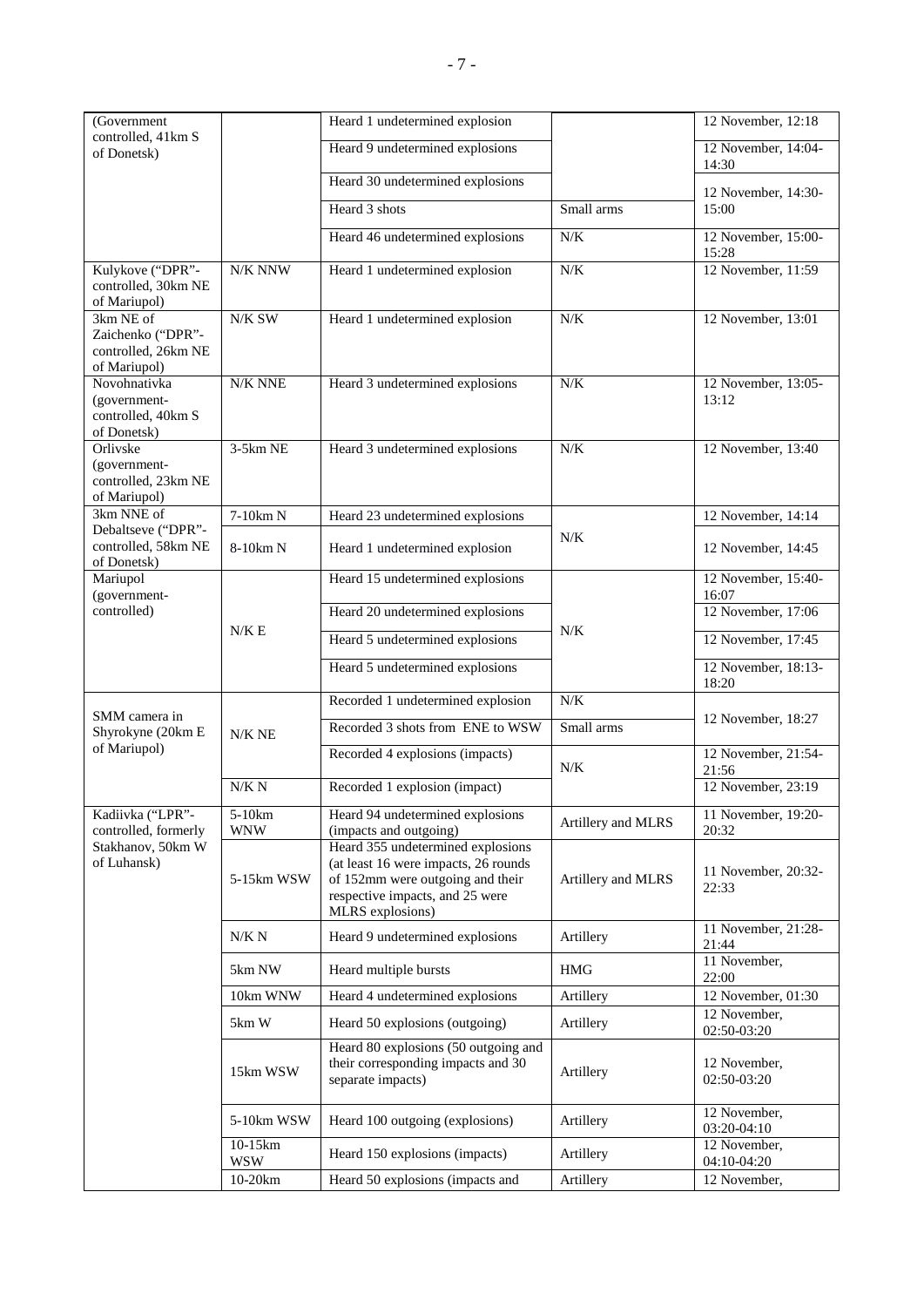| | | | | |
|---|---|---|---|---|
| (Government controlled, 41km S of Donetsk) | | Heard 1 undetermined explosion | | 12 November, 12:18 |
| | | Heard 9 undetermined explosions | | 12 November, 14:04-14:30 |
| | | Heard 30 undetermined explosions | | 12 November, 14:30-15:00 |
| | | Heard 3 shots | Small arms | |
| | | Heard 46 undetermined explosions | N/K | 12 November, 15:00-15:28 |
| Kulykove ("DPR"-controlled, 30km NE of Mariupol) | N/K NNW | Heard 1 undetermined explosion | N/K | 12 November, 11:59 |
| 3km NE of Zaichenko ("DPR"-controlled, 26km NE of Mariupol) | N/K SW | Heard 1 undetermined explosion | N/K | 12 November, 13:01 |
| Novohnativka (government-controlled, 40km S of Donetsk) | N/K NNE | Heard 3 undetermined explosions | N/K | 12 November, 13:05-13:12 |
| Orlivske (government-controlled, 23km NE of Mariupol) | 3-5km NE | Heard 3 undetermined explosions | N/K | 12 November, 13:40 |
| 3km NNE of Debaltseve ("DPR"-controlled, 58km NE of Donetsk) | 7-10km N | Heard 23 undetermined explosions | N/K | 12 November, 14:14 |
| | 8-10km N | Heard 1 undetermined explosion | | 12 November, 14:45 |
| Mariupol (government-controlled) | N/K E | Heard 15 undetermined explosions | N/K | 12 November, 15:40-16:07 |
| | | Heard 20 undetermined explosions | | 12 November, 17:06 |
| | | Heard 5 undetermined explosions | | 12 November, 17:45 |
| | | Heard 5 undetermined explosions | | 12 November, 18:13-18:20 |
| SMM camera in Shyrokyne (20km E of Mariupol) | N/K NE | Recorded 1 undetermined explosion | N/K | 12 November, 18:27 |
| | | Recorded 3 shots from ENE to WSW | Small arms | |
| | | Recorded 4 explosions (impacts) | N/K | 12 November, 21:54-21:56 |
| | N/K N | Recorded 1 explosion (impact) | | 12 November, 23:19 |
| Kadiivka ("LPR"-controlled, formerly Stakhanov, 50km W of Luhansk) | 5-10km WNW | Heard 94 undetermined explosions (impacts and outgoing) | Artillery and MLRS | 11 November, 19:20-20:32 |
| | 5-15km WSW | Heard 355 undetermined explosions (at least 16 were impacts, 26 rounds of 152mm were outgoing and their respective impacts, and 25 were MLRS explosions) | Artillery and MLRS | 11 November, 20:32-22:33 |
| | N/K N | Heard 9 undetermined explosions | Artillery | 11 November, 21:28-21:44 |
| | 5km NW | Heard multiple bursts | HMG | 11 November, 22:00 |
| | 10km WNW | Heard 4 undetermined explosions | Artillery | 12 November, 01:30 |
| | 5km W | Heard 50 explosions (outgoing) | Artillery | 12 November, 02:50-03:20 |
| | 15km WSW | Heard 80 explosions (50 outgoing and their corresponding impacts and 30 separate impacts) | Artillery | 12 November, 02:50-03:20 |
| | 5-10km WSW | Heard 100 outgoing (explosions) | Artillery | 12 November, 03:20-04:10 |
| | 10-15km WSW | Heard 150 explosions (impacts) | Artillery | 12 November, 04:10-04:20 |
| | 10-20km | Heard 50 explosions (impacts and | Artillery | 12 November, |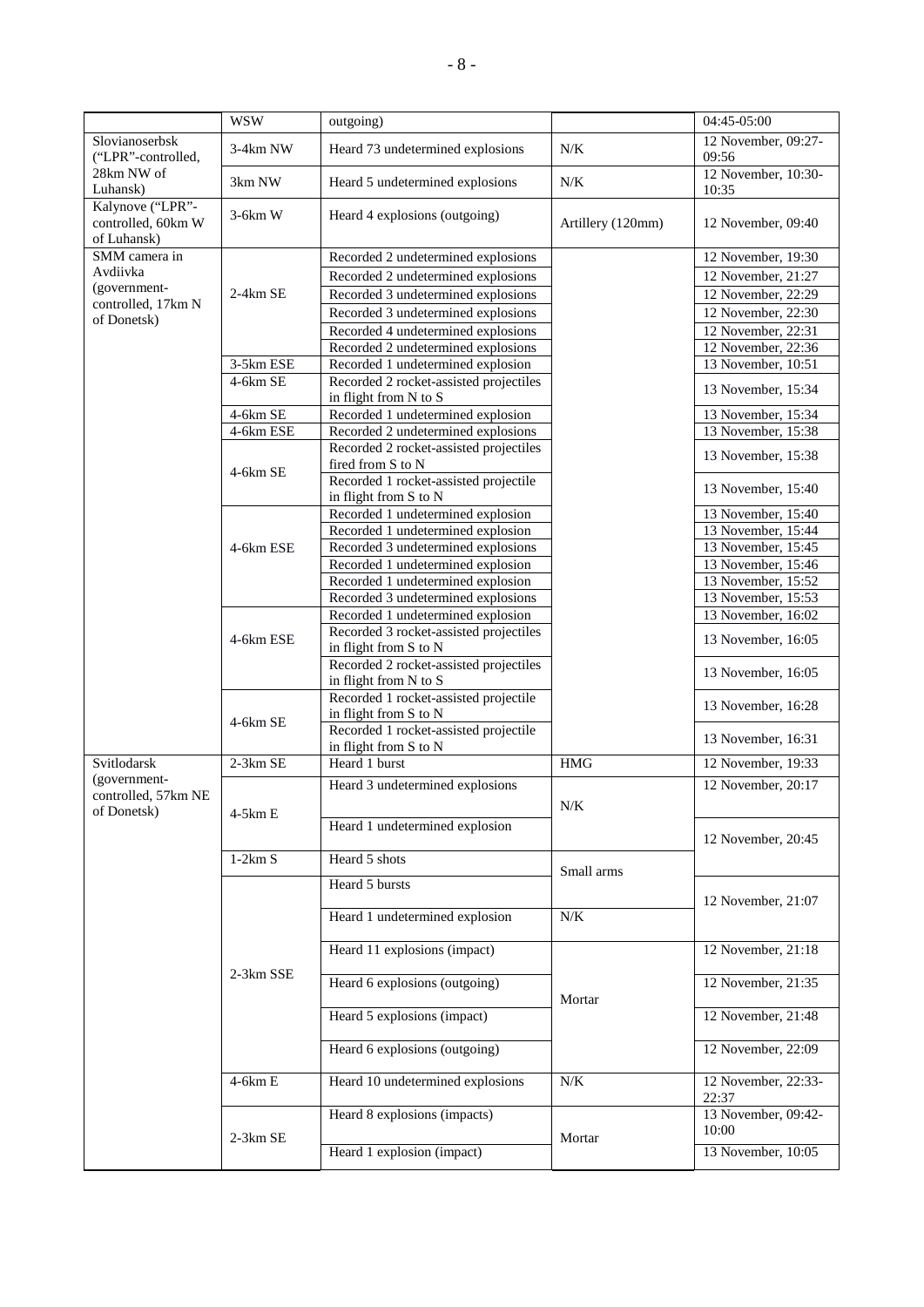| | | | | |
|---|---|---|---|---|
| | WSW | outgoing) | | 04:45-05:00 |
| Slovianoserbsk ("LPR"-controlled, 28km NW of Luhansk) | 3-4km NW | Heard 73 undetermined explosions | N/K | 12 November, 09:27-09:56 |
| | 3km NW | Heard 5 undetermined explosions | N/K | 12 November, 10:30-10:35 |
| Kalynove ("LPR"-controlled, 60km W of Luhansk) | 3-6km W | Heard 4 explosions (outgoing) | Artillery (120mm) | 12 November, 09:40 |
| SMM camera in Avdiivka (government-controlled, 17km N of Donetsk) | 2-4km SE | Recorded 2 undetermined explosions | | 12 November, 19:30 |
| | | Recorded 2 undetermined explosions | | 12 November, 21:27 |
| | | Recorded 3 undetermined explosions | | 12 November, 22:29 |
| | | Recorded 3 undetermined explosions | | 12 November, 22:30 |
| | | Recorded 4 undetermined explosions | | 12 November, 22:31 |
| | | Recorded 2 undetermined explosions | | 12 November, 22:36 |
| | 3-5km ESE | Recorded 1 undetermined explosion | | 13 November, 10:51 |
| | 4-6km SE | Recorded 2 rocket-assisted projectiles in flight from N to S | | 13 November, 15:34 |
| | 4-6km SE | Recorded 1 undetermined explosion | | 13 November, 15:34 |
| | 4-6km ESE | Recorded 2 undetermined explosions | | 13 November, 15:38 |
| | 4-6km SE | Recorded 2 rocket-assisted projectiles fired from S to N | | 13 November, 15:38 |
| | | Recorded 1 rocket-assisted projectile in flight from S to N | | 13 November, 15:40 |
| | 4-6km ESE | Recorded 1 undetermined explosion | | 13 November, 15:40 |
| | | Recorded 1 undetermined explosion | | 13 November, 15:44 |
| | | Recorded 3 undetermined explosions | | 13 November, 15:45 |
| | | Recorded 1 undetermined explosion | | 13 November, 15:46 |
| | | Recorded 1 undetermined explosion | | 13 November, 15:52 |
| | | Recorded 3 undetermined explosions | | 13 November, 15:53 |
| | 4-6km ESE | Recorded 1 undetermined explosion | | 13 November, 16:02 |
| | | Recorded 3 rocket-assisted projectiles in flight from S to N | | 13 November, 16:05 |
| | | Recorded 2 rocket-assisted projectiles in flight from N to S | | 13 November, 16:05 |
| | 4-6km SE | Recorded 1 rocket-assisted projectile in flight from S to N | | 13 November, 16:28 |
| | | Recorded 1 rocket-assisted projectile in flight from S to N | | 13 November, 16:31 |
| Svitlodarsk (government-controlled, 57km NE of Donetsk) | 2-3km SE | Heard 1 burst | HMG | 12 November, 19:33 |
| | 4-5km E | Heard 3 undetermined explosions | N/K | 12 November, 20:17 |
| | | Heard 1 undetermined explosion | | 12 November, 20:45 |
| | 1-2km S | Heard 5 shots | Small arms | |
| | 2-3km SSE | Heard 5 bursts | | 12 November, 21:07 |
| | | Heard 1 undetermined explosion | N/K | |
| | | Heard 11 explosions (impact) | Mortar | 12 November, 21:18 |
| | | Heard 6 explosions (outgoing) | | 12 November, 21:35 |
| | | Heard 5 explosions (impact) | | 12 November, 21:48 |
| | | Heard 6 explosions (outgoing) | | 12 November, 22:09 |
| | 4-6km E | Heard 10 undetermined explosions | N/K | 12 November, 22:33-22:37 |
| | 2-3km SE | Heard 8 explosions (impacts) | Mortar | 13 November, 09:42-10:00 |
| | | Heard 1 explosion (impact) | | 13 November, 10:05 |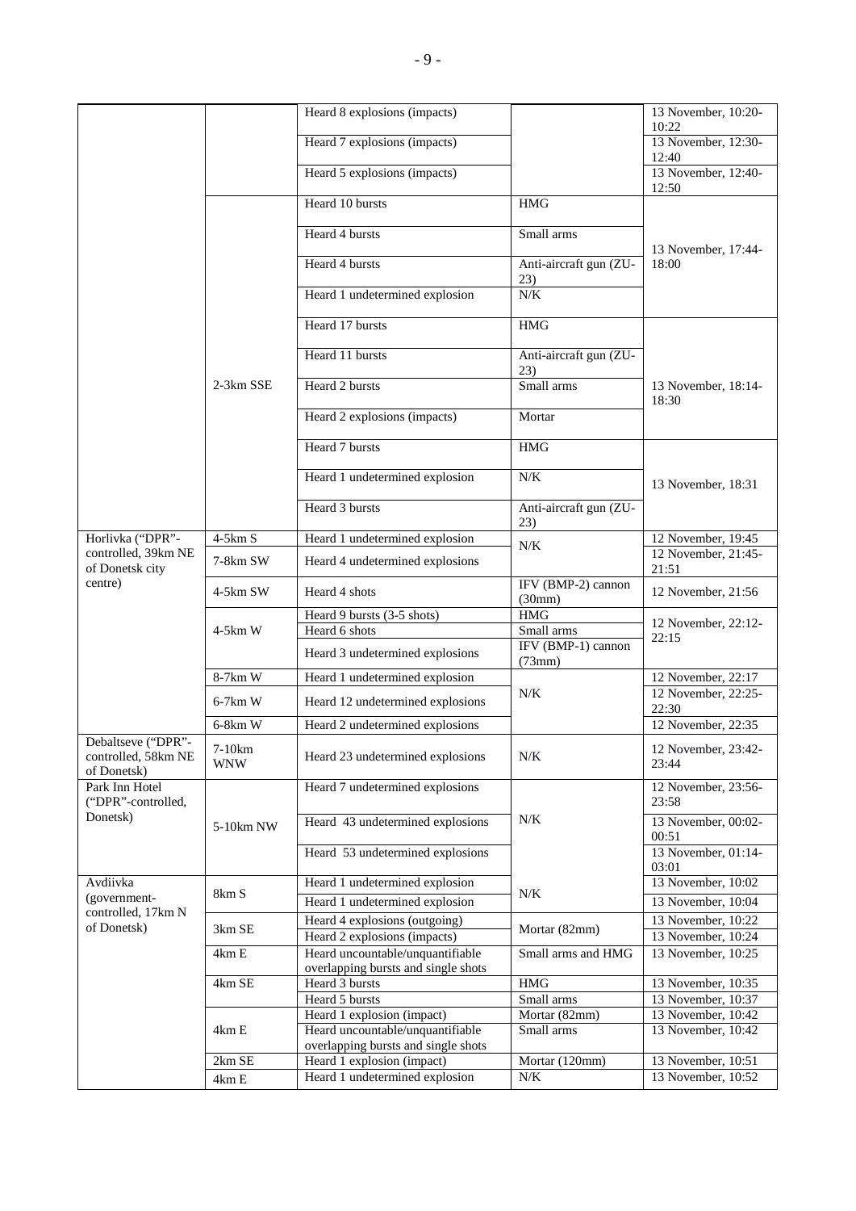| | | | | |
|---|---|---|---|---|
| | | Heard 8 explosions (impacts) | | 13 November, 10:20-10:22 |
| | | Heard 7 explosions (impacts) | | 13 November, 12:30-12:40 |
| | | Heard 5 explosions (impacts) | | 13 November, 12:40-12:50 |
| | 2-3km SSE | Heard 10 bursts | HMG | 13 November, 17:44-18:00 |
| | | Heard 4 bursts | Small arms | |
| | | Heard 4 bursts | Anti-aircraft gun (ZU-23) | |
| | | Heard 1 undetermined explosion | N/K | |
| | | Heard 17 bursts | HMG | 13 November, 18:14-18:30 |
| | | Heard 11 bursts | Anti-aircraft gun (ZU-23) | |
| | | Heard 2 bursts | Small arms | |
| | | Heard 2 explosions (impacts) | Mortar | |
| | | Heard 7 bursts | HMG | 13 November, 18:31 |
| | | Heard 1 undetermined explosion | N/K | |
| | | Heard 3 bursts | Anti-aircraft gun (ZU-23) | |
| Horlivka ("DPR"-controlled, 39km NE of Donetsk city centre) | 4-5km S | Heard 1 undetermined explosion | N/K | 12 November, 19:45 |
| | 7-8km SW | Heard 4 undetermined explosions | | 12 November, 21:45-21:51 |
| | 4-5km SW | Heard 4 shots | IFV (BMP-2) cannon (30mm) | 12 November, 21:56 |
| | 4-5km W | Heard 9 bursts (3-5 shots) | HMG | 12 November, 22:12-22:15 |
| | | Heard 6 shots | Small arms | |
| | | Heard 3 undetermined explosions | IFV (BMP-1) cannon (73mm) | |
| | 8-7km W | Heard 1 undetermined explosion | N/K | 12 November, 22:17 |
| | 6-7km W | Heard 12 undetermined explosions | | 12 November, 22:25-22:30 |
| | 6-8km W | Heard 2 undetermined explosions | | 12 November, 22:35 |
| Debaltseve ("DPR"-controlled, 58km NE of Donetsk) | 7-10km WNW | Heard 23 undetermined explosions | N/K | 12 November, 23:42-23:44 |
| Park Inn Hotel ("DPR"-controlled, Donetsk) | 5-10km NW | Heard 7 undetermined explosions | N/K | 12 November, 23:56-23:58 |
| | | Heard 43 undetermined explosions | | 13 November, 00:02-00:51 |
| | | Heard 53 undetermined explosions | | 13 November, 01:14-03:01 |
| Avdiivka (government-controlled, 17km N of Donetsk) | 8km S | Heard 1 undetermined explosion | N/K | 13 November, 10:02 |
| | | Heard 1 undetermined explosion | | 13 November, 10:04 |
| | 3km SE | Heard 4 explosions (outgoing) | Mortar (82mm) | 13 November, 10:22 |
| | | Heard 2 explosions (impacts) | | 13 November, 10:24 |
| | 4km E | Heard uncountable/unquantifiable overlapping bursts and single shots | Small arms and HMG | 13 November, 10:25 |
| | 4km SE | Heard 3 bursts | HMG | 13 November, 10:35 |
| | | Heard 5 bursts | Small arms | 13 November, 10:37 |
| | 4km E | Heard 1 explosion (impact) | Mortar (82mm) | 13 November, 10:42 |
| | | Heard uncountable/unquantifiable overlapping bursts and single shots | Small arms | 13 November, 10:42 |
| | 2km SE | Heard 1 explosion (impact) | Mortar (120mm) | 13 November, 10:51 |
| | 4km E | Heard 1 undetermined explosion | N/K | 13 November, 10:52 |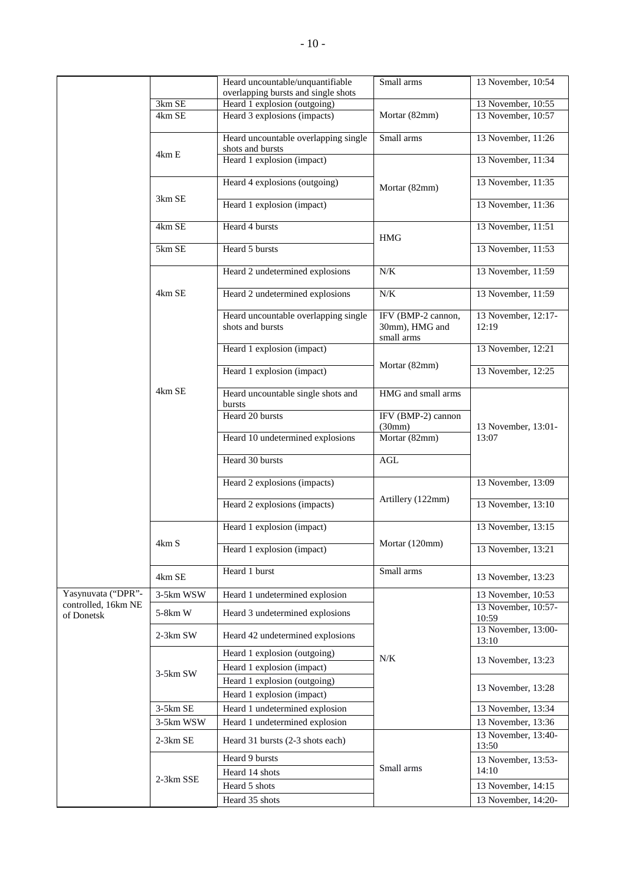| | | Heard uncountable/unquantifiable overlapping bursts and single shots | Small arms | 13 November, 10:54 |
|---|---|---|---|---|
| | 3km SE | Heard 1 explosion (outgoing) | Mortar (82mm) | 13 November, 10:55 |
| | 4km SE | Heard 3 explosions (impacts) | | 13 November, 10:57 |
| | 4km E | Heard uncountable overlapping single shots and bursts | Small arms | 13 November, 11:26 |
| | | Heard 1 explosion (impact) | Mortar (82mm) | 13 November, 11:34 |
| | 3km SE | Heard 4 explosions (outgoing) | | 13 November, 11:35 |
| | | Heard 1 explosion (impact) | | 13 November, 11:36 |
| | 4km SE | Heard 4 bursts | HMG | 13 November, 11:51 |
| | 5km SE | Heard 5 bursts | | 13 November, 11:53 |
| | 4km SE | Heard 2 undetermined explosions | N/K | 13 November, 11:59 |
| | | Heard 2 undetermined explosions | N/K | 13 November, 11:59 |
| | 4km SE | Heard uncountable overlapping single shots and bursts | IFV (BMP-2 cannon, 30mm), HMG and small arms | 13 November, 12:17-12:19 |
| | | Heard 1 explosion (impact) | Mortar (82mm) | 13 November, 12:21 |
| | | Heard 1 explosion (impact) | | 13 November, 12:25 |
| | | Heard uncountable single shots and bursts | HMG and small arms | 13 November, 13:01-13:07 |
| | | Heard 20 bursts | IFV (BMP-2) cannon (30mm) | |
| | | Heard 10 undetermined explosions | Mortar (82mm) | |
| | | Heard 30 bursts | AGL | |
| | | Heard 2 explosions (impacts) | Artillery (122mm) | 13 November, 13:09 |
| | | Heard 2 explosions (impacts) | | 13 November, 13:10 |
| | 4km S | Heard 1 explosion (impact) | Mortar (120mm) | 13 November, 13:15 |
| | | Heard 1 explosion (impact) | | 13 November, 13:21 |
| | 4km SE | Heard 1 burst | Small arms | 13 November, 13:23 |
| Yasynuvata ("DPR"-controlled, 16km NE of Donetsk | 3-5km WSW | Heard 1 undetermined explosion | N/K | 13 November, 10:53 |
| | 5-8km W | Heard 3 undetermined explosions | | 13 November, 10:57-10:59 |
| | 2-3km SW | Heard 42 undetermined explosions | | 13 November, 13:00-13:10 |
| | 3-5km SW | Heard 1 explosion (outgoing) | | 13 November, 13:23 |
| | | Heard 1 explosion (impact) | | |
| | | Heard 1 explosion (outgoing) | | 13 November, 13:28 |
| | | Heard 1 explosion (impact) | | |
| | 3-5km SE | Heard 1 undetermined explosion | | 13 November, 13:34 |
| | 3-5km WSW | Heard 1 undetermined explosion | | 13 November, 13:36 |
| | 2-3km SE | Heard 31 bursts (2-3 shots each) | Small arms | 13 November, 13:40-13:50 |
| | 2-3km SSE | Heard 9 bursts | | 13 November, 13:53-14:10 |
| | | Heard 14 shots | | |
| | | Heard 5 shots | | 13 November, 14:15 |
| | | Heard 35 shots | | 13 November, 14:20- |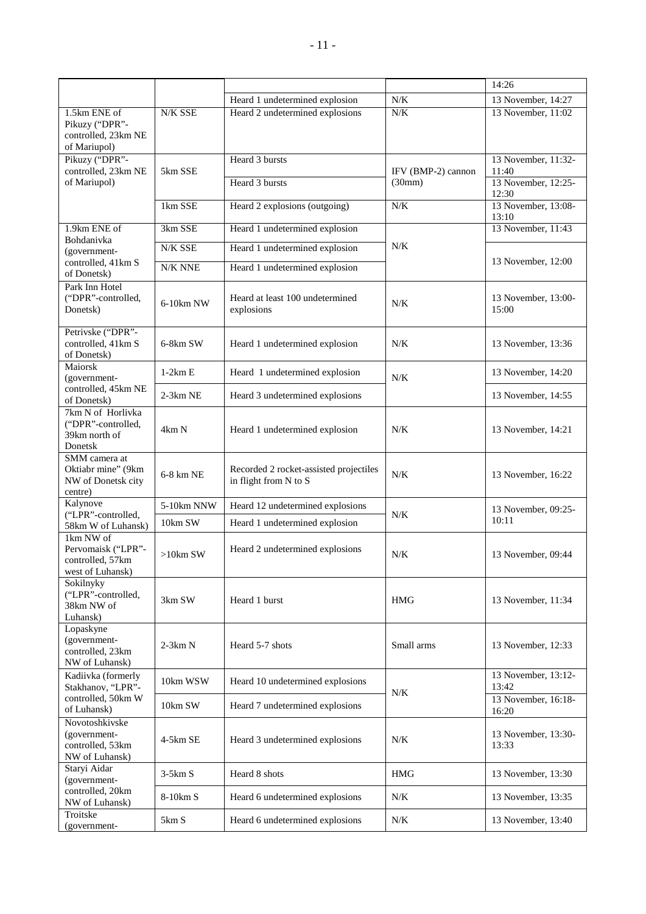| | | | | 14:26 |
|---|---|---|---|---|
| | | Heard 1 undetermined explosion | N/K | 13 November, 14:27 |
| 1.5km ENE of Pikuzy ("DPR"-controlled, 23km NE of Mariupol) | N/K SSE | Heard 2 undetermined explosions | N/K | 13 November, 11:02 |
| Pikuzy ("DPR"-controlled, 23km NE of Mariupol) | 5km SSE | Heard 3 bursts | IFV (BMP-2) cannon (30mm) | 13 November, 11:32-11:40 |
| | | Heard 3 bursts | | 13 November, 12:25-12:30 |
| | 1km SSE | Heard 2 explosions (outgoing) | N/K | 13 November, 13:08-13:10 |
| 1.9km ENE of Bohdanivka (government-controlled, 41km S of Donetsk) | 3km SSE | Heard 1 undetermined explosion | N/K | 13 November, 11:43 |
| | N/K SSE | Heard 1 undetermined explosion | | 13 November, 12:00 |
| | N/K NNE | Heard 1 undetermined explosion | | |
| Park Inn Hotel ("DPR"-controlled, Donetsk) | 6-10km NW | Heard at least 100 undetermined explosions | N/K | 13 November, 13:00-15:00 |
| Petrivske ("DPR"-controlled, 41km S of Donetsk) | 6-8km SW | Heard 1 undetermined explosion | N/K | 13 November, 13:36 |
| Maiorsk (government-controlled, 45km NE of Donetsk) | 1-2km E | Heard 1 undetermined explosion | N/K | 13 November, 14:20 |
| | 2-3km NE | Heard 3 undetermined explosions | | 13 November, 14:55 |
| 7km N of Horlivka ("DPR"-controlled, 39km north of Donetsk | 4km N | Heard 1 undetermined explosion | N/K | 13 November, 14:21 |
| SMM camera at Oktiabr mine" (9km NW of Donetsk city centre) | 6-8 km NE | Recorded 2 rocket-assisted projectiles in flight from N to S | N/K | 13 November, 16:22 |
| Kalynove ("LPR"-controlled, 58km W of Luhansk) | 5-10km NNW | Heard 12 undetermined explosions | N/K | 13 November, 09:25-10:11 |
| | 10km SW | Heard 1 undetermined explosion | | |
| 1km NW of Pervomaisk ("LPR"-controlled, 57km west of Luhansk) | >10km SW | Heard 2 undetermined explosions | N/K | 13 November, 09:44 |
| Sokilnyky ("LPR"-controlled, 38km NW of Luhansk) | 3km SW | Heard 1 burst | HMG | 13 November, 11:34 |
| Lopaskyne (government-controlled, 23km NW of Luhansk) | 2-3km N | Heard 5-7 shots | Small arms | 13 November, 12:33 |
| Kadiivka (formerly Stakhanov, "LPR"-controlled, 50km W of Luhansk) | 10km WSW | Heard 10 undetermined explosions | N/K | 13 November, 13:12-13:42 |
| | 10km SW | Heard 7 undetermined explosions | | 13 November, 16:18-16:20 |
| Novotoshkivske (government-controlled, 53km NW of Luhansk) | 4-5km SE | Heard 3 undetermined explosions | N/K | 13 November, 13:30-13:33 |
| Staryi Aidar (government-controlled, 20km NW of Luhansk) | 3-5km S | Heard 8 shots | HMG | 13 November, 13:30 |
| | 8-10km S | Heard 6 undetermined explosions | N/K | 13 November, 13:35 |
| Troitske (government- | 5km S | Heard 6 undetermined explosions | N/K | 13 November, 13:40 |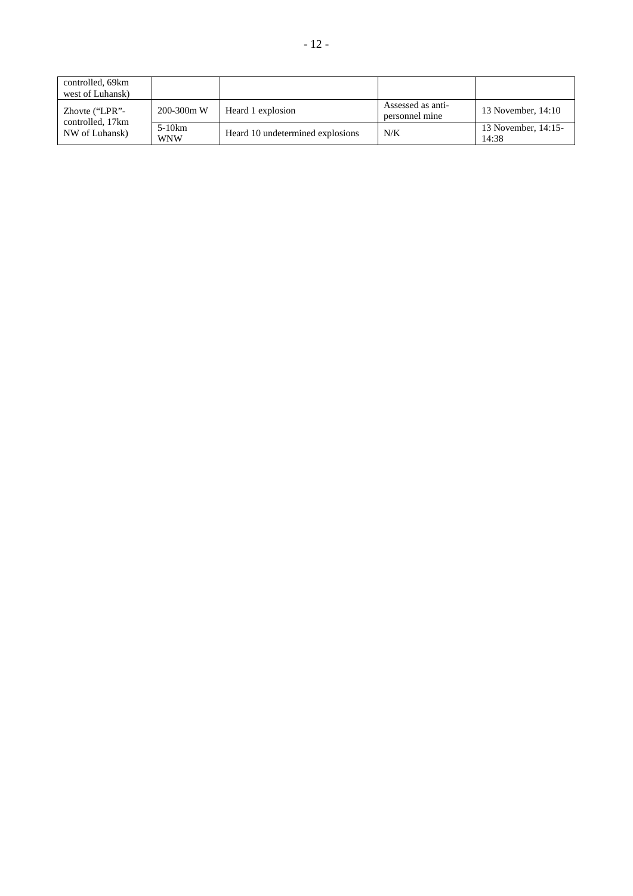| | | | | |
|---|---|---|---|---|
| controlled, 69km west of Luhansk) | | | | |
| Zhovte ("LPR"-controlled, 17km NW of Luhansk) | 200-300m W | Heard 1 explosion | Assessed as anti-personnel mine | 13 November, 14:10 |
| | 5-10km WNW | Heard 10 undetermined explosions | N/K | 13 November, 14:15-14:38 |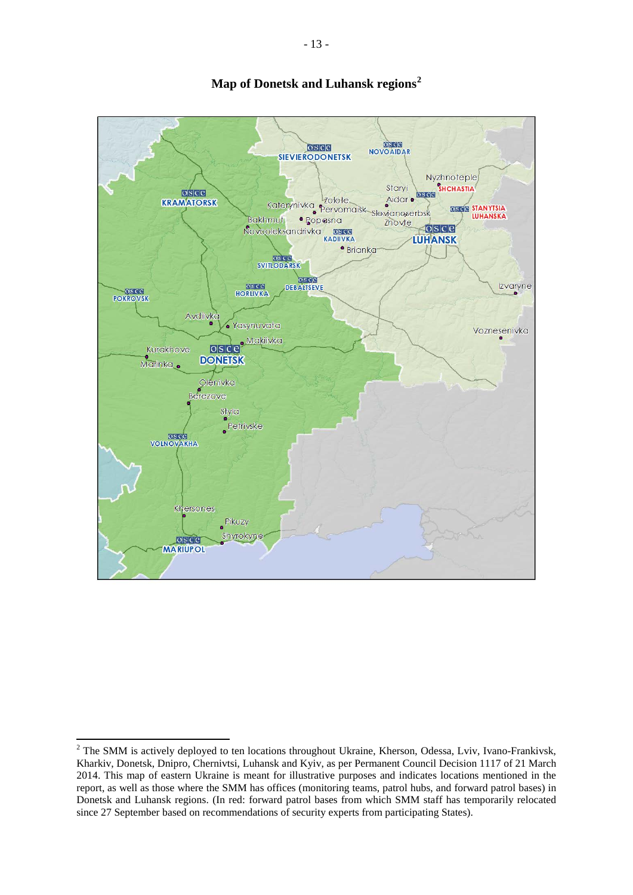# Map of Donetsk and Luhansk regions[2]

SIEVIERODONETSK
NOVOAIDAR
Nyzhnoteple
SHCHASTIA
Staryi Aidar
KRAMATORSK
Katerynivka
Zolote
Pervomaisk
Slovianoserbsk
STANYTSIA LUHANSKA
Bakhmut
Popasna
Zhovte
Novooleksandrivka
KADIIVKA
LUHANSK
Brianka
SVITLODARSK
DEBALTSEVE
Izvaryne
POKROVSK
HORLIVKA
Avdiivka
Yasynuvata
Voznesenivka
Makiivka
Kurakhove
DONETSK
Marinka
Olenivka
Berezove
Styla
Petrivske
VOLNOVAKHA
Khersones
Pikuzy
Shyrokyne
MARIUPOL

[2] The SMM is actively deployed to ten locations throughout Ukraine, Kherson, Odessa, Lviv, Ivano-Frankivsk, Kharkiv, Donetsk, Dnipro, Chernivtsi, Luhansk and Kyiv, as per Permanent Council Decision 1117 of 21 March 2014. This map of eastern Ukraine is meant for illustrative purposes and indicates locations mentioned in the report, as well as those where the SMM has offices (monitoring teams, patrol hubs, and forward patrol bases) in Donetsk and Luhansk regions. (In red: forward patrol bases from which SMM staff has temporarily relocated since 27 September based on recommendations of security experts from participating States).